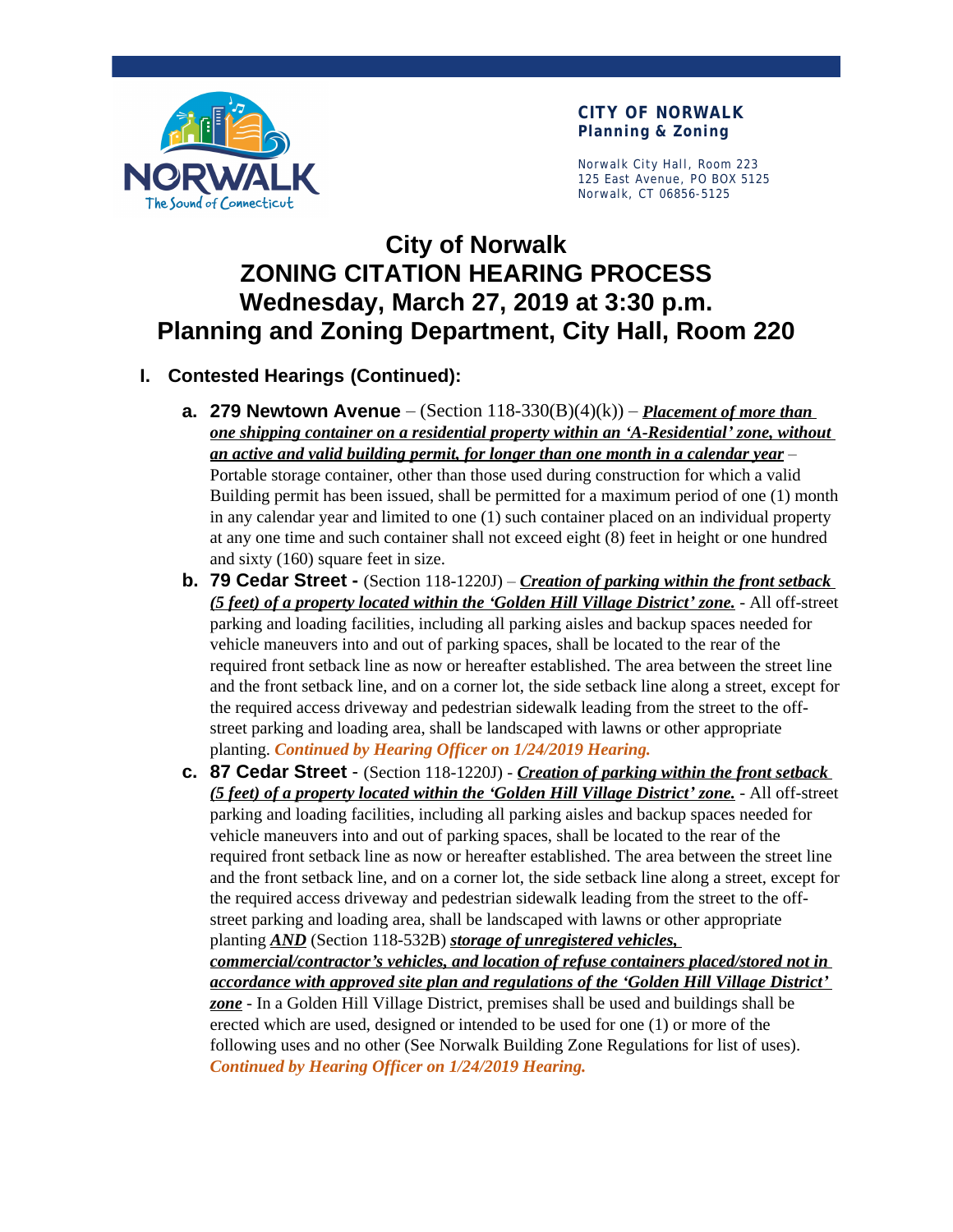**CITY OF NORWALK**
**Planning & Zoning**

Norwalk City Hall, Room 223
125 East Avenue, PO BOX 5125
Norwalk, CT 06856-5125

# City of Norwalk
# ZONING CITATION HEARING PROCESS
# Wednesday, March 27, 2019 at 3:30 p.m.
# Planning and Zoning Department, City Hall, Room 220

## I. Contested Hearings (Continued):

a. **279 Newtown Avenue** – (Section 118-330(B)(4)(k)) – ***Placement of more than one shipping container on a residential property within an 'A-Residential' zone, without an active and valid building permit, for longer than one month in a calendar year*** – Portable storage container, other than those used during construction for which a valid Building permit has been issued, shall be permitted for a maximum period of one (1) month in any calendar year and limited to one (1) such container placed on an individual property at any one time and such container shall not exceed eight (8) feet in height or one hundred and sixty (160) square feet in size.

b. **79 Cedar Street -** (Section 118-1220J) – ***Creation of parking within the front setback (5 feet) of a property located within the 'Golden Hill Village District' zone.*** - All off-street parking and loading facilities, including all parking aisles and backup spaces needed for vehicle maneuvers into and out of parking spaces, shall be located to the rear of the required front setback line as now or hereafter established. The area between the street line and the front setback line, and on a corner lot, the side setback line along a street, except for the required access driveway and pedestrian sidewalk leading from the street to the off-street parking and loading area, shall be landscaped with lawns or other appropriate planting. ***Continued by Hearing Officer on 1/24/2019 Hearing.***

c. **87 Cedar Street** - (Section 118-1220J) - ***Creation of parking within the front setback (5 feet) of a property located within the 'Golden Hill Village District' zone.*** - All off-street parking and loading facilities, including all parking aisles and backup spaces needed for vehicle maneuvers into and out of parking spaces, shall be located to the rear of the required front setback line as now or hereafter established. The area between the street line and the front setback line, and on a corner lot, the side setback line along a street, except for the required access driveway and pedestrian sidewalk leading from the street to the off-street parking and loading area, shall be landscaped with lawns or other appropriate planting ***AND*** (Section 118-532B) ***storage of unregistered vehicles, commercial/contractor's vehicles, and location of refuse containers placed/stored not in accordance with approved site plan and regulations of the 'Golden Hill Village District' zone*** - In a Golden Hill Village District, premises shall be used and buildings shall be erected which are used, designed or intended to be used for one (1) or more of the following uses and no other (See Norwalk Building Zone Regulations for list of uses). ***Continued by Hearing Officer on 1/24/2019 Hearing.***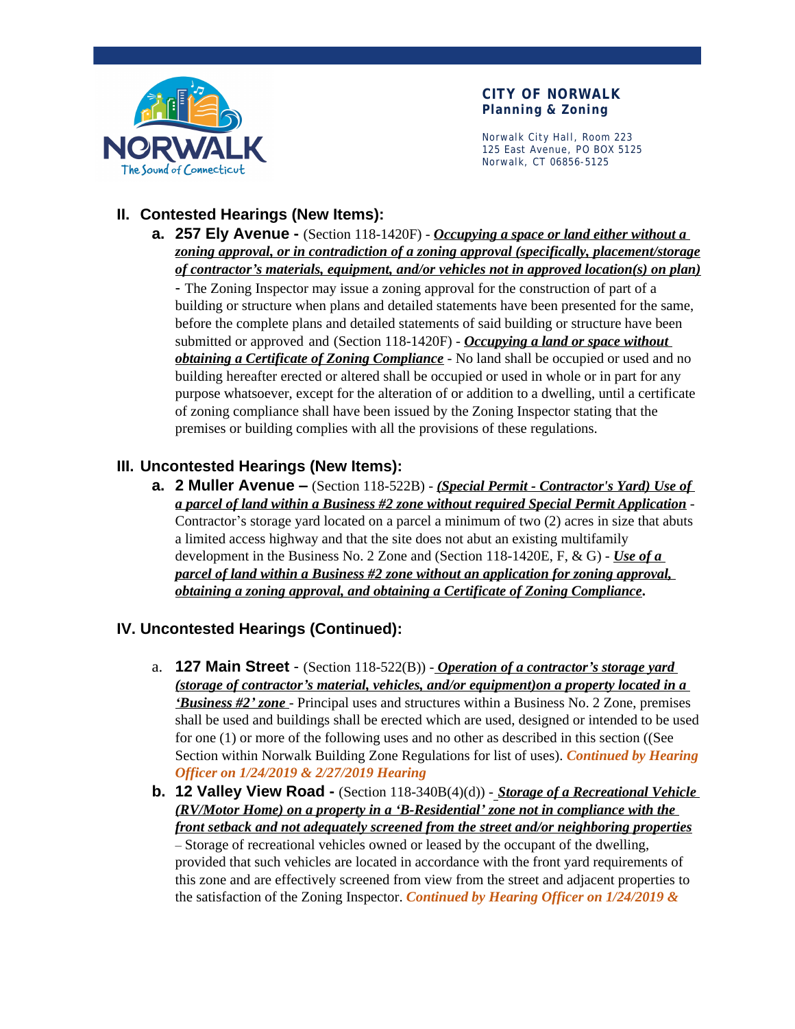**CITY OF NORWALK**
**Planning & Zoning**

Norwalk City Hall, Room 223
125 East Avenue, PO BOX 5125
Norwalk, CT 06856-5125

## II. Contested Hearings (New Items):

**a. 257 Ely Avenue -** (Section 118-1420F) - ***Occupying a space or land either without a zoning approval, or in contradiction of a zoning approval (specifically, placement/storage of contractor's materials, equipment, and/or vehicles not in approved location(s) on plan)*** - The Zoning Inspector may issue a zoning approval for the construction of part of a building or structure when plans and detailed statements have been presented for the same, before the complete plans and detailed statements of said building or structure have been submitted or approved and (Section 118-1420F) - ***Occupying a land or space without obtaining a Certificate of Zoning Compliance*** - No land shall be occupied or used and no building hereafter erected or altered shall be occupied or used in whole or in part for any purpose whatsoever, except for the alteration of or addition to a dwelling, until a certificate of zoning compliance shall have been issued by the Zoning Inspector stating that the premises or building complies with all the provisions of these regulations.

## III. Uncontested Hearings (New Items):

**a. 2 Muller Avenue –** (Section 118-522B) - ***(Special Permit - Contractor's Yard) Use of a parcel of land within a Business #2 zone without required Special Permit Application*** - Contractor's storage yard located on a parcel a minimum of two (2) acres in size that abuts a limited access highway and that the site does not abut an existing multifamily development in the Business No. 2 Zone and (Section 118-1420E, F, & G) - ***Use of a parcel of land within a Business #2 zone without an application for zoning approval, obtaining a zoning approval, and obtaining a Certificate of Zoning Compliance*.**

## IV. Uncontested Hearings (Continued):

a. **127 Main Street** - (Section 118-522(B)) - ***Operation of a contractor's storage yard (storage of contractor's material, vehicles, and/or equipment)on a property located in a 'Business #2' zone*** - Principal uses and structures within a Business No. 2 Zone, premises shall be used and buildings shall be erected which are used, designed or intended to be used for one (1) or more of the following uses and no other as described in this section ((See Section within Norwalk Building Zone Regulations for list of uses). ***Continued by Hearing Officer on 1/24/2019 & 2/27/2019 Hearing***

**b. 12 Valley View Road -** (Section 118-340B(4)(d)) - ***Storage of a Recreational Vehicle (RV/Motor Home) on a property in a 'B-Residential' zone not in compliance with the front setback and not adequately screened from the street and/or neighboring properties*** – Storage of recreational vehicles owned or leased by the occupant of the dwelling, provided that such vehicles are located in accordance with the front yard requirements of this zone and are effectively screened from view from the street and adjacent properties to the satisfaction of the Zoning Inspector. ***Continued by Hearing Officer on 1/24/2019 &***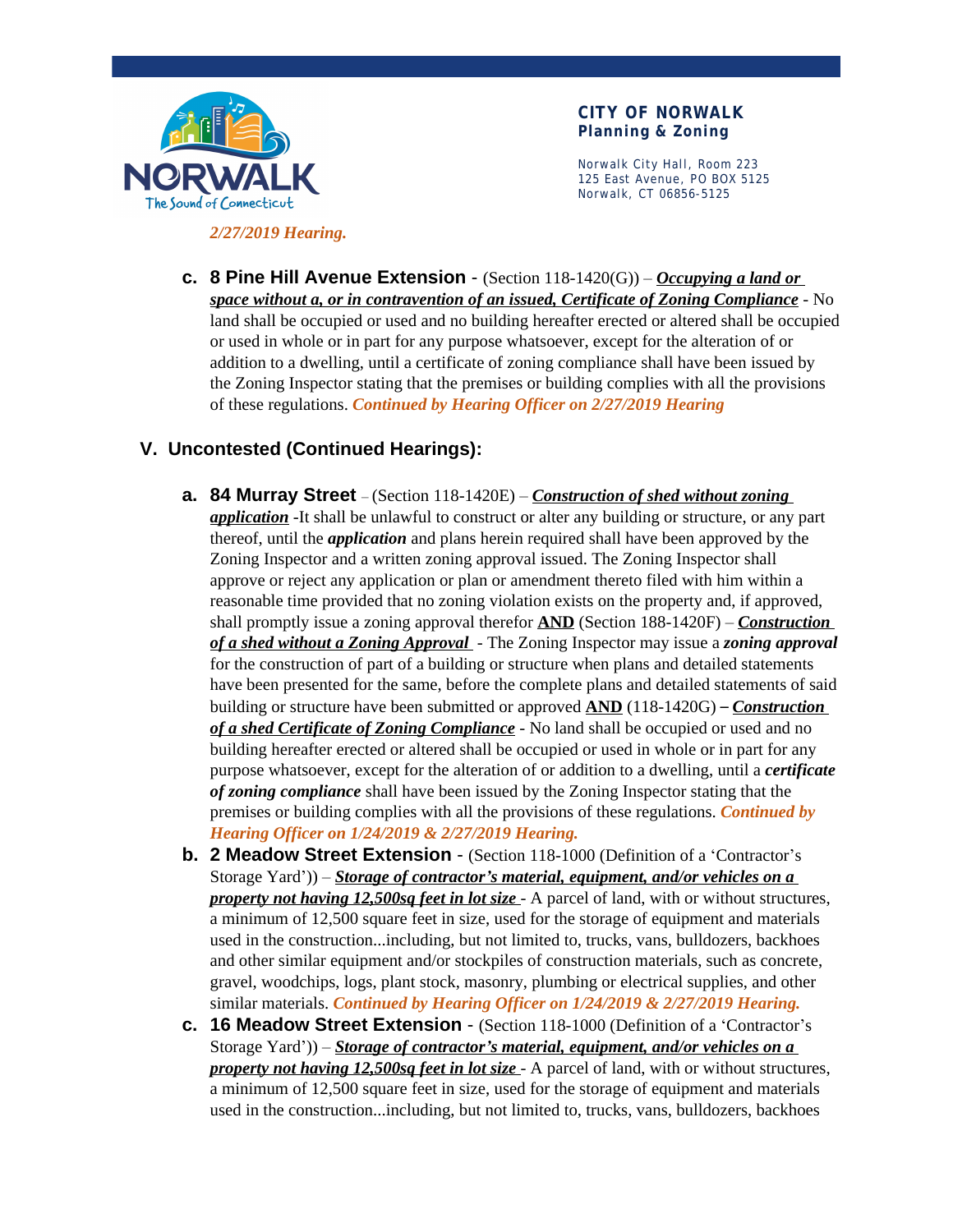*2/27/2019 Hearing.*

c. **8 Pine Hill Avenue Extension** - (Section 118-1420(G)) – ***Occupying a land or space without a, or in contravention of an issued, Certificate of Zoning Compliance*** - No land shall be occupied or used and no building hereafter erected or altered shall be occupied or used in whole or in part for any purpose whatsoever, except for the alteration of or addition to a dwelling, until a certificate of zoning compliance shall have been issued by the Zoning Inspector stating that the premises or building complies with all the provisions of these regulations. ***Continued by Hearing Officer on 2/27/2019 Hearing***

## V. Uncontested (Continued Hearings):

a. **84 Murray Street** – (Section 118-1420E) – ***Construction of shed without zoning application*** -It shall be unlawful to construct or alter any building or structure, or any part thereof, until the ***application*** and plans herein required shall have been approved by the Zoning Inspector and a written zoning approval issued. The Zoning Inspector shall approve or reject any application or plan or amendment thereto filed with him within a reasonable time provided that no zoning violation exists on the property and, if approved, shall promptly issue a zoning approval therefor **AND** (Section 188-1420F) – ***Construction of a shed without a Zoning Approval*** - The Zoning Inspector may issue a ***zoning approval*** for the construction of part of a building or structure when plans and detailed statements have been presented for the same, before the complete plans and detailed statements of said building or structure have been submitted or approved **AND** (118-1420G) – ***Construction of a shed Certificate of Zoning Compliance*** - No land shall be occupied or used and no building hereafter erected or altered shall be occupied or used in whole or in part for any purpose whatsoever, except for the alteration of or addition to a dwelling, until a ***certificate of zoning compliance*** shall have been issued by the Zoning Inspector stating that the premises or building complies with all the provisions of these regulations. ***Continued by Hearing Officer on 1/24/2019 & 2/27/2019 Hearing.***

b. **2 Meadow Street Extension** - (Section 118-1000 (Definition of a 'Contractor's Storage Yard')) – ***Storage of contractor's material, equipment, and/or vehicles on a property not having 12,500sq feet in lot size*** - A parcel of land, with or without structures, a minimum of 12,500 square feet in size, used for the storage of equipment and materials used in the construction...including, but not limited to, trucks, vans, bulldozers, backhoes and other similar equipment and/or stockpiles of construction materials, such as concrete, gravel, woodchips, logs, plant stock, masonry, plumbing or electrical supplies, and other similar materials. ***Continued by Hearing Officer on 1/24/2019 & 2/27/2019 Hearing.***

c. **16 Meadow Street Extension** - (Section 118-1000 (Definition of a 'Contractor's Storage Yard')) – ***Storage of contractor's material, equipment, and/or vehicles on a property not having 12,500sq feet in lot size*** - A parcel of land, with or without structures, a minimum of 12,500 square feet in size, used for the storage of equipment and materials used in the construction...including, but not limited to, trucks, vans, bulldozers, backhoes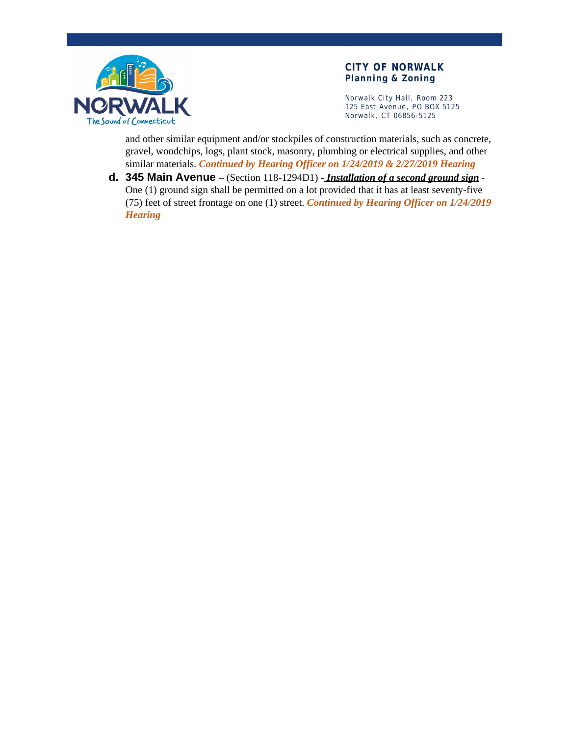and other similar equipment and/or stockpiles of construction materials, such as concrete, gravel, woodchips, logs, plant stock, masonry, plumbing or electrical supplies, and other similar materials. ***Continued by Hearing Officer on 1/24/2019 & 2/27/2019 Hearing***

d. **345 Main Avenue** – (Section 118-1294D1) - ***Installation of a second ground sign*** - One (1) ground sign shall be permitted on a lot provided that it has at least seventy-five (75) feet of street frontage on one (1) street. ***Continued by Hearing Officer on 1/24/2019 Hearing***